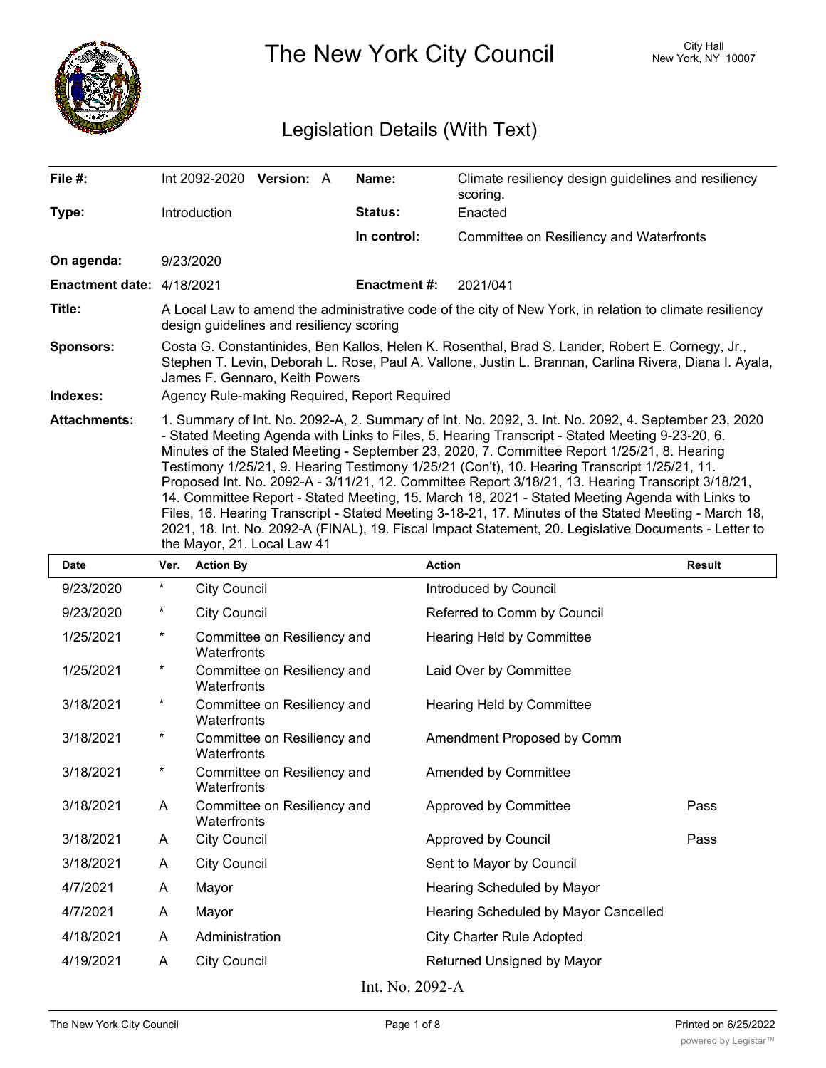# The New York City Council

City Hall
New York, NY 10007

## Legislation Details (With Text)

| | | | |
|---|---|---|---|
| **File #:** | Int 2092-2020 **Version:** A | **Name:** | Climate resiliency design guidelines and resiliency scoring. |
| **Type:** | Introduction | **Status:** | Enacted |
| | | **In control:** | Committee on Resiliency and Waterfronts |
| **On agenda:** | 9/23/2020 | | |
| **Enactment date:** | 4/18/2021 | **Enactment #:** | 2021/041 |

**Title:** A Local Law to amend the administrative code of the city of New York, in relation to climate resiliency design guidelines and resiliency scoring

**Sponsors:** Costa G. Constantinides, Ben Kallos, Helen K. Rosenthal, Brad S. Lander, Robert E. Cornegy, Jr., Stephen T. Levin, Deborah L. Rose, Paul A. Vallone, Justin L. Brannan, Carlina Rivera, Diana I. Ayala, James F. Gennaro, Keith Powers

**Indexes:** Agency Rule-making Required, Report Required

**Attachments:** 1. Summary of Int. No. 2092-A, 2. Summary of Int. No. 2092, 3. Int. No. 2092, 4. September 23, 2020 - Stated Meeting Agenda with Links to Files, 5. Hearing Transcript - Stated Meeting 9-23-20, 6. Minutes of the Stated Meeting - September 23, 2020, 7. Committee Report 1/25/21, 8. Hearing Testimony 1/25/21, 9. Hearing Testimony 1/25/21 (Con't), 10. Hearing Transcript 1/25/21, 11. Proposed Int. No. 2092-A - 3/11/21, 12. Committee Report 3/18/21, 13. Hearing Transcript 3/18/21, 14. Committee Report - Stated Meeting, 15. March 18, 2021 - Stated Meeting Agenda with Links to Files, 16. Hearing Transcript - Stated Meeting 3-18-21, 17. Minutes of the Stated Meeting - March 18, 2021, 18. Int. No. 2092-A (FINAL), 19. Fiscal Impact Statement, 20. Legislative Documents - Letter to the Mayor, 21. Local Law 41

| Date | Ver. | Action By | Action | Result |
|---|---|---|---|---|
| 9/23/2020 | * | City Council | Introduced by Council | |
| 9/23/2020 | * | City Council | Referred to Comm by Council | |
| 1/25/2021 | * | Committee on Resiliency and Waterfronts | Hearing Held by Committee | |
| 1/25/2021 | * | Committee on Resiliency and Waterfronts | Laid Over by Committee | |
| 3/18/2021 | * | Committee on Resiliency and Waterfronts | Hearing Held by Committee | |
| 3/18/2021 | * | Committee on Resiliency and Waterfronts | Amendment Proposed by Comm | |
| 3/18/2021 | * | Committee on Resiliency and Waterfronts | Amended by Committee | |
| 3/18/2021 | A | Committee on Resiliency and Waterfronts | Approved by Committee | Pass |
| 3/18/2021 | A | City Council | Approved by Council | Pass |
| 3/18/2021 | A | City Council | Sent to Mayor by Council | |
| 4/7/2021 | A | Mayor | Hearing Scheduled by Mayor | |
| 4/7/2021 | A | Mayor | Hearing Scheduled by Mayor Cancelled | |
| 4/18/2021 | A | Administration | City Charter Rule Adopted | |
| 4/19/2021 | A | City Council | Returned Unsigned by Mayor | |

Int. No. 2092-A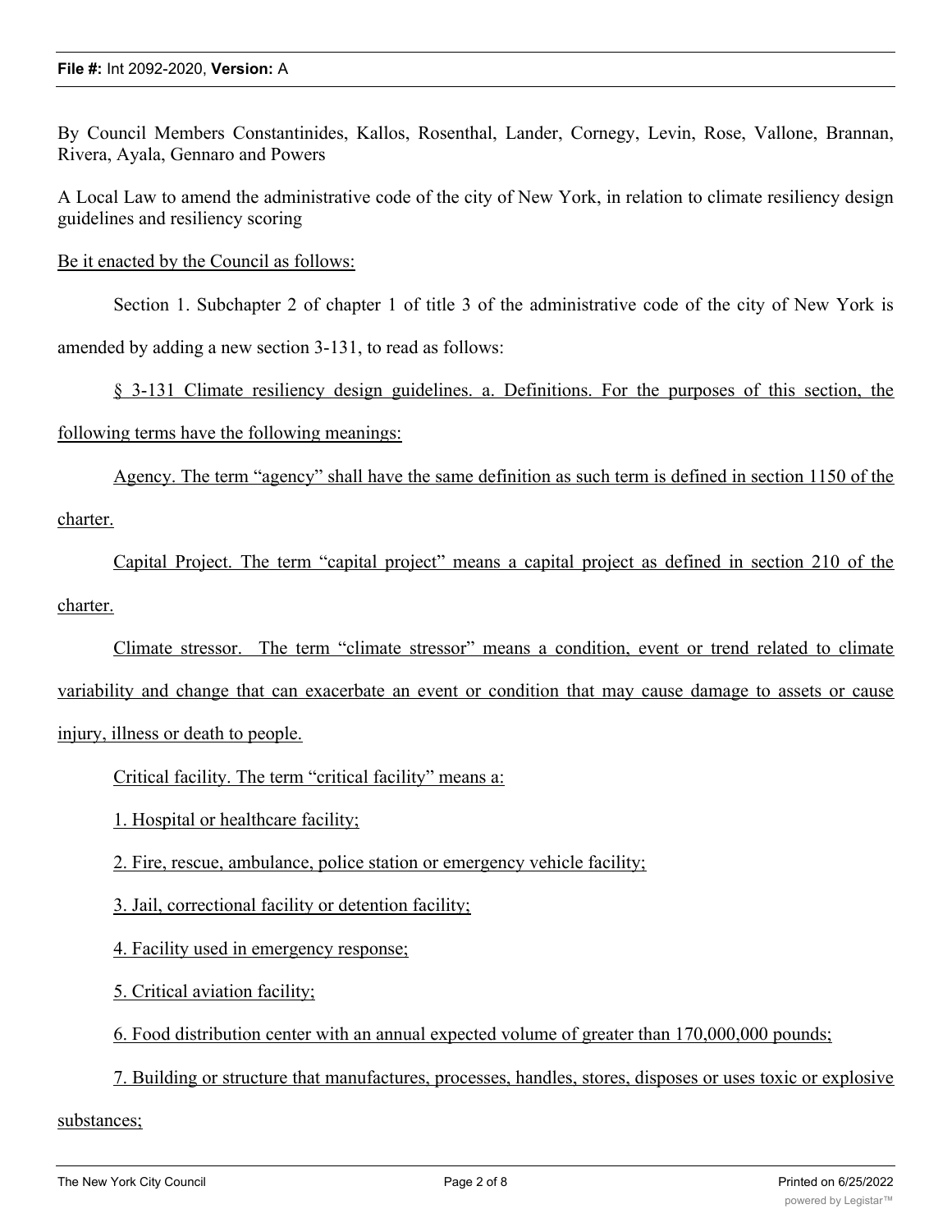By Council Members Constantinides, Kallos, Rosenthal, Lander, Cornegy, Levin, Rose, Vallone, Brannan, Rivera, Ayala, Gennaro and Powers

A Local Law to amend the administrative code of the city of New York, in relation to climate resiliency design guidelines and resiliency scoring

Be it enacted by the Council as follows:

Section 1. Subchapter 2 of chapter 1 of title 3 of the administrative code of the city of New York is amended by adding a new section 3-131, to read as follows:

§ 3-131 Climate resiliency design guidelines. a. Definitions. For the purposes of this section, the following terms have the following meanings:

Agency. The term "agency" shall have the same definition as such term is defined in section 1150 of the charter.

Capital Project. The term "capital project" means a capital project as defined in section 210 of the charter.

Climate stressor. The term "climate stressor" means a condition, event or trend related to climate variability and change that can exacerbate an event or condition that may cause damage to assets or cause injury, illness or death to people.

Critical facility. The term "critical facility" means a:

1. Hospital or healthcare facility;

2. Fire, rescue, ambulance, police station or emergency vehicle facility;

3. Jail, correctional facility or detention facility;

4. Facility used in emergency response;

5. Critical aviation facility;

6. Food distribution center with an annual expected volume of greater than 170,000,000 pounds;

7. Building or structure that manufactures, processes, handles, stores, disposes or uses toxic or explosive substances;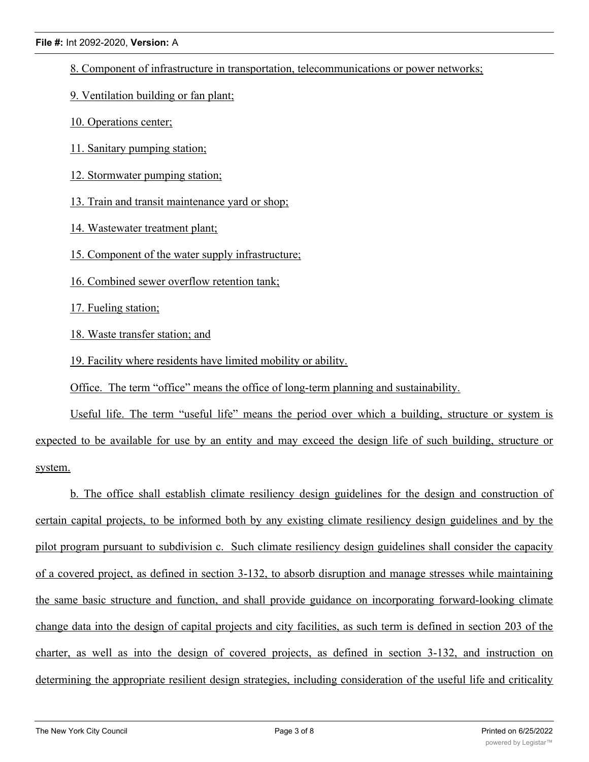8. Component of infrastructure in transportation, telecommunications or power networks;

9. Ventilation building or fan plant;

10. Operations center;

11. Sanitary pumping station;

12. Stormwater pumping station;

13. Train and transit maintenance yard or shop;

14. Wastewater treatment plant;

15. Component of the water supply infrastructure;

16. Combined sewer overflow retention tank;

17. Fueling station;

18. Waste transfer station; and

19. Facility where residents have limited mobility or ability.

Office. The term “office” means the office of long-term planning and sustainability.

Useful life. The term “useful life” means the period over which a building, structure or system is expected to be available for use by an entity and may exceed the design life of such building, structure or system.

b. The office shall establish climate resiliency design guidelines for the design and construction of certain capital projects, to be informed both by any existing climate resiliency design guidelines and by the pilot program pursuant to subdivision c. Such climate resiliency design guidelines shall consider the capacity of a covered project, as defined in section 3-132, to absorb disruption and manage stresses while maintaining the same basic structure and function, and shall provide guidance on incorporating forward-looking climate change data into the design of capital projects and city facilities, as such term is defined in section 203 of the charter, as well as into the design of covered projects, as defined in section 3-132, and instruction on determining the appropriate resilient design strategies, including consideration of the useful life and criticality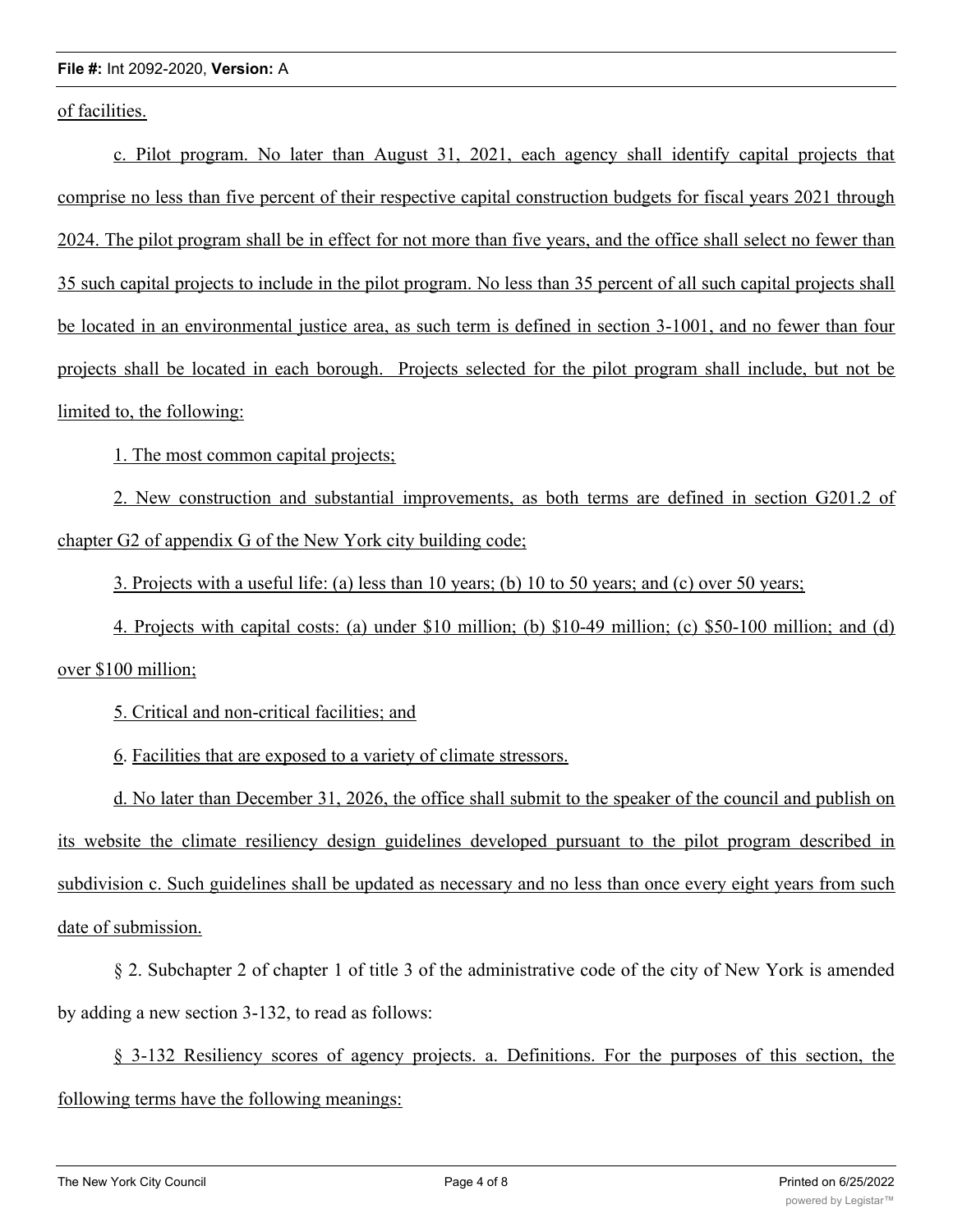of facilities.

c. Pilot program. No later than August 31, 2021, each agency shall identify capital projects that comprise no less than five percent of their respective capital construction budgets for fiscal years 2021 through 2024. The pilot program shall be in effect for not more than five years, and the office shall select no fewer than 35 such capital projects to include in the pilot program. No less than 35 percent of all such capital projects shall be located in an environmental justice area, as such term is defined in section 3-1001, and no fewer than four projects shall be located in each borough. Projects selected for the pilot program shall include, but not be limited to, the following:

1. The most common capital projects;

2. New construction and substantial improvements, as both terms are defined in section G201.2 of chapter G2 of appendix G of the New York city building code;

3. Projects with a useful life: (a) less than 10 years; (b) 10 to 50 years; and (c) over 50 years;

4. Projects with capital costs: (a) under $10 million; (b) $10-49 million; (c) $50-100 million; and (d) over $100 million;

5. Critical and non-critical facilities; and

6. Facilities that are exposed to a variety of climate stressors.

d. No later than December 31, 2026, the office shall submit to the speaker of the council and publish on its website the climate resiliency design guidelines developed pursuant to the pilot program described in subdivision c. Such guidelines shall be updated as necessary and no less than once every eight years from such date of submission.

§ 2. Subchapter 2 of chapter 1 of title 3 of the administrative code of the city of New York is amended by adding a new section 3-132, to read as follows:

§ 3-132 Resiliency scores of agency projects. a. Definitions. For the purposes of this section, the following terms have the following meanings: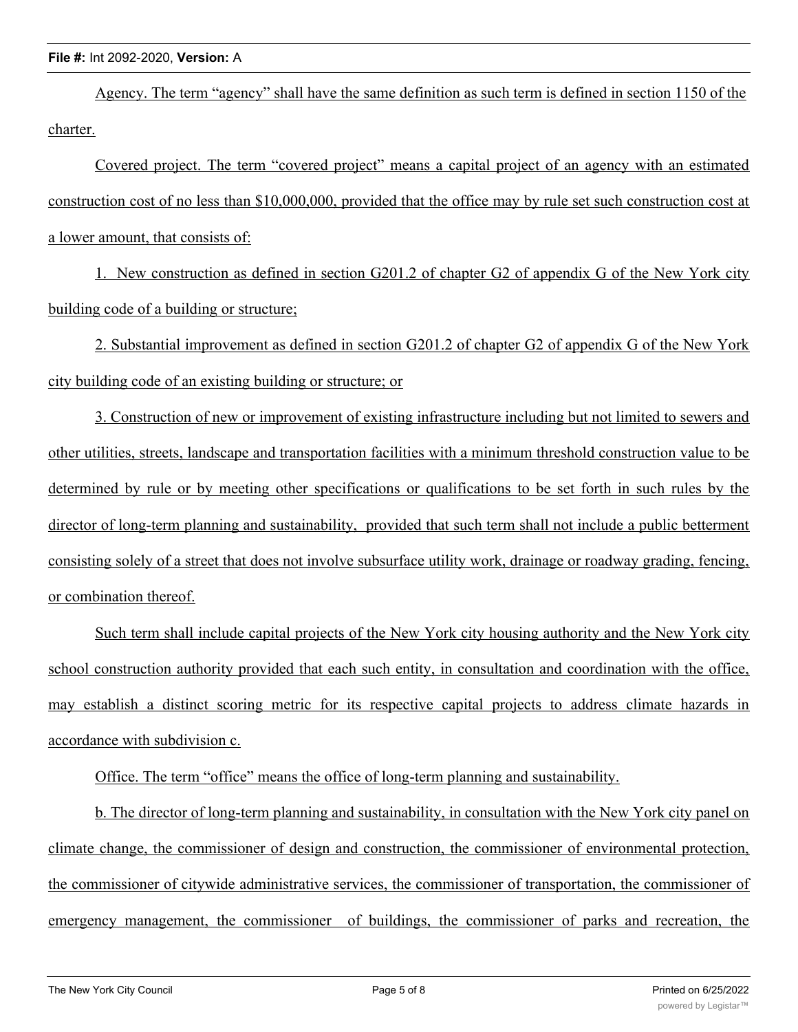Agency. The term "agency" shall have the same definition as such term is defined in section 1150 of the charter.

Covered project. The term "covered project" means a capital project of an agency with an estimated construction cost of no less than $10,000,000, provided that the office may by rule set such construction cost at a lower amount, that consists of:

1. New construction as defined in section G201.2 of chapter G2 of appendix G of the New York city building code of a building or structure;

2. Substantial improvement as defined in section G201.2 of chapter G2 of appendix G of the New York city building code of an existing building or structure; or

3. Construction of new or improvement of existing infrastructure including but not limited to sewers and other utilities, streets, landscape and transportation facilities with a minimum threshold construction value to be determined by rule or by meeting other specifications or qualifications to be set forth in such rules by the director of long-term planning and sustainability, provided that such term shall not include a public betterment consisting solely of a street that does not involve subsurface utility work, drainage or roadway grading, fencing, or combination thereof.

Such term shall include capital projects of the New York city housing authority and the New York city school construction authority provided that each such entity, in consultation and coordination with the office, may establish a distinct scoring metric for its respective capital projects to address climate hazards in accordance with subdivision c.

Office. The term "office" means the office of long-term planning and sustainability.

b. The director of long-term planning and sustainability, in consultation with the New York city panel on climate change, the commissioner of design and construction, the commissioner of environmental protection, the commissioner of citywide administrative services, the commissioner of transportation, the commissioner of emergency management, the commissioner of buildings, the commissioner of parks and recreation, the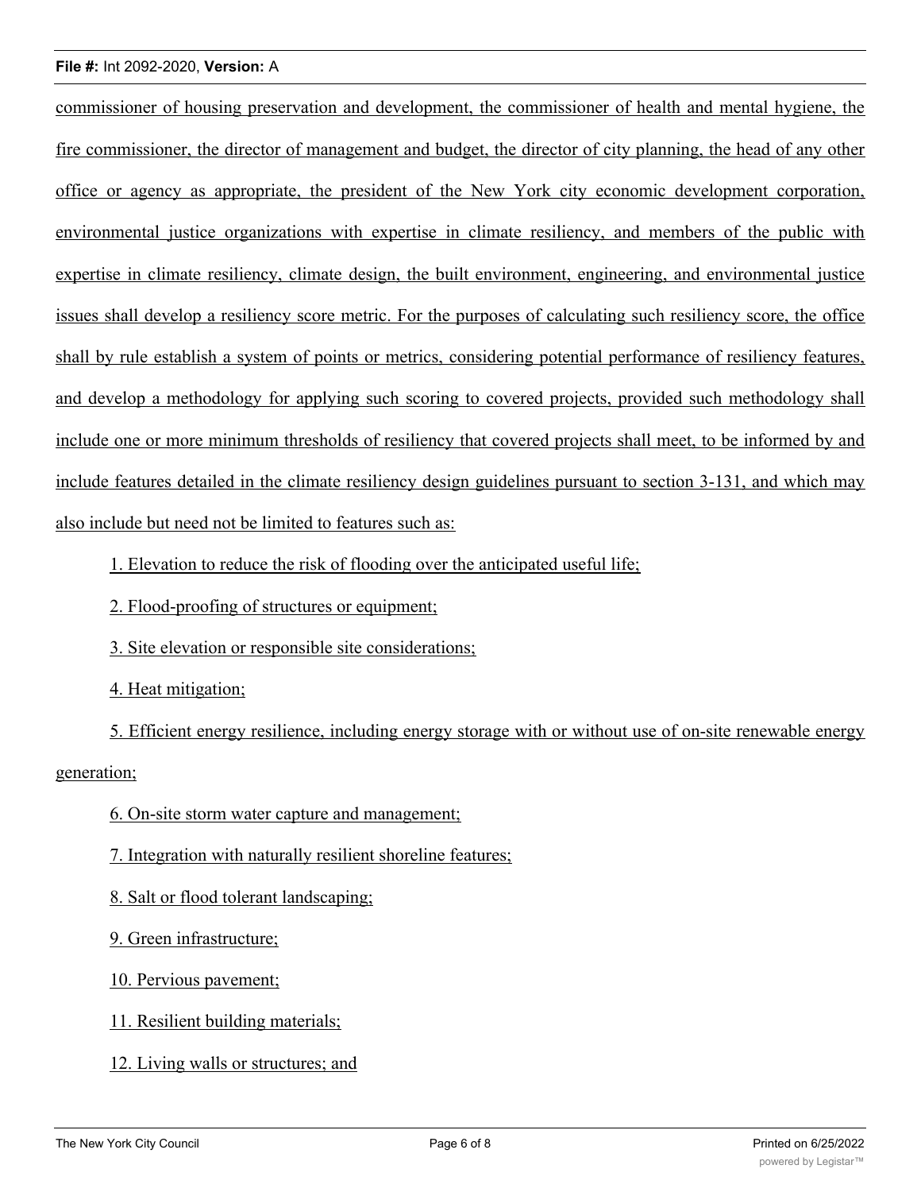commissioner of housing preservation and development, the commissioner of health and mental hygiene, the fire commissioner, the director of management and budget, the director of city planning, the head of any other office or agency as appropriate, the president of the New York city economic development corporation, environmental justice organizations with expertise in climate resiliency, and members of the public with expertise in climate resiliency, climate design, the built environment, engineering, and environmental justice issues shall develop a resiliency score metric. For the purposes of calculating such resiliency score, the office shall by rule establish a system of points or metrics, considering potential performance of resiliency features, and develop a methodology for applying such scoring to covered projects, provided such methodology shall include one or more minimum thresholds of resiliency that covered projects shall meet, to be informed by and include features detailed in the climate resiliency design guidelines pursuant to section 3-131, and which may also include but need not be limited to features such as:

1. Elevation to reduce the risk of flooding over the anticipated useful life;

2. Flood-proofing of structures or equipment;

3. Site elevation or responsible site considerations;

4. Heat mitigation;

5. Efficient energy resilience, including energy storage with or without use of on-site renewable energy generation;

6. On-site storm water capture and management;

7. Integration with naturally resilient shoreline features;

8. Salt or flood tolerant landscaping;

9. Green infrastructure;

10. Pervious pavement;

11. Resilient building materials;

12. Living walls or structures; and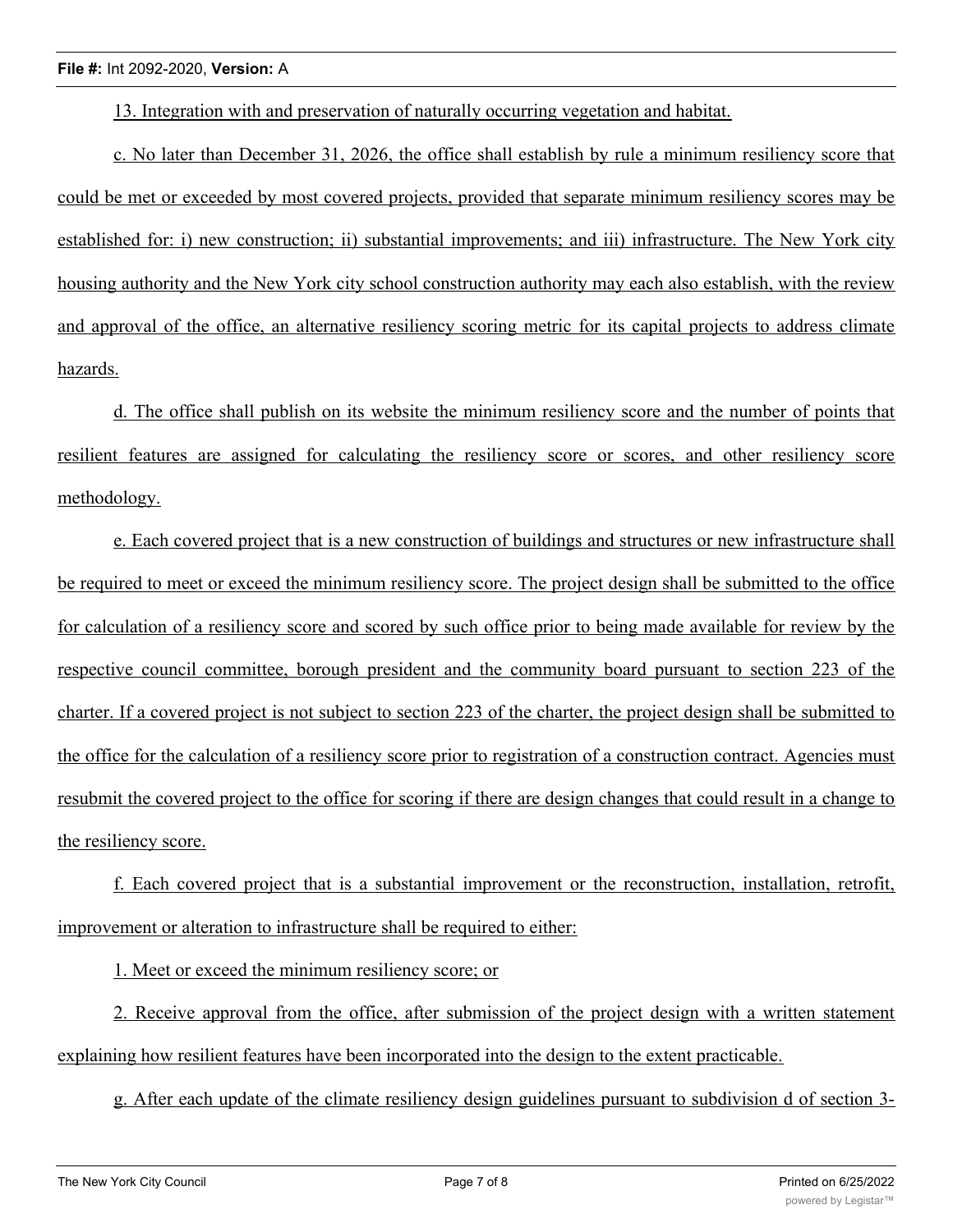13. Integration with and preservation of naturally occurring vegetation and habitat.

c. No later than December 31, 2026, the office shall establish by rule a minimum resiliency score that could be met or exceeded by most covered projects, provided that separate minimum resiliency scores may be established for: i) new construction; ii) substantial improvements; and iii) infrastructure. The New York city housing authority and the New York city school construction authority may each also establish, with the review and approval of the office, an alternative resiliency scoring metric for its capital projects to address climate hazards.

d. The office shall publish on its website the minimum resiliency score and the number of points that resilient features are assigned for calculating the resiliency score or scores, and other resiliency score methodology.

e. Each covered project that is a new construction of buildings and structures or new infrastructure shall be required to meet or exceed the minimum resiliency score. The project design shall be submitted to the office for calculation of a resiliency score and scored by such office prior to being made available for review by the respective council committee, borough president and the community board pursuant to section 223 of the charter. If a covered project is not subject to section 223 of the charter, the project design shall be submitted to the office for the calculation of a resiliency score prior to registration of a construction contract. Agencies must resubmit the covered project to the office for scoring if there are design changes that could result in a change to the resiliency score.

f. Each covered project that is a substantial improvement or the reconstruction, installation, retrofit, improvement or alteration to infrastructure shall be required to either:

1. Meet or exceed the minimum resiliency score; or

2. Receive approval from the office, after submission of the project design with a written statement explaining how resilient features have been incorporated into the design to the extent practicable.

g. After each update of the climate resiliency design guidelines pursuant to subdivision d of section 3-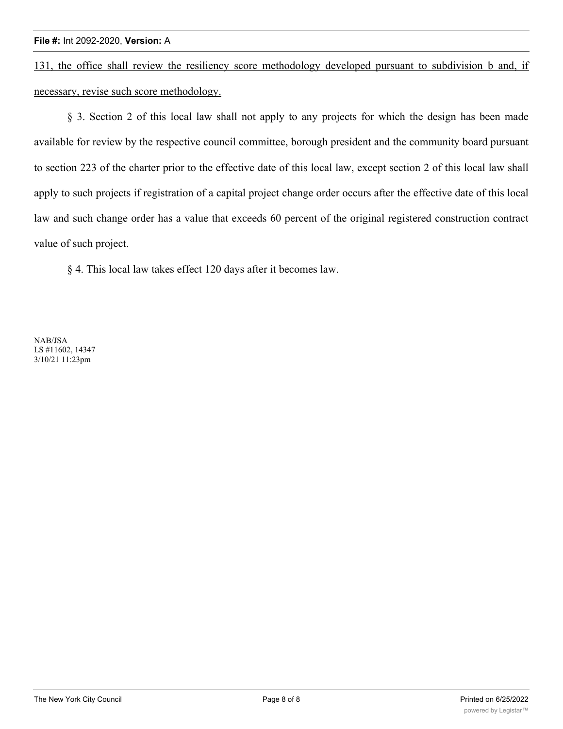131, the office shall review the resiliency score methodology developed pursuant to subdivision b and, if necessary, revise such score methodology.

§ 3. Section 2 of this local law shall not apply to any projects for which the design has been made available for review by the respective council committee, borough president and the community board pursuant to section 223 of the charter prior to the effective date of this local law, except section 2 of this local law shall apply to such projects if registration of a capital project change order occurs after the effective date of this local law and such change order has a value that exceeds 60 percent of the original registered construction contract value of such project.

§ 4. This local law takes effect 120 days after it becomes law.

NAB/JSA
LS #11602, 14347
3/10/21 11:23pm